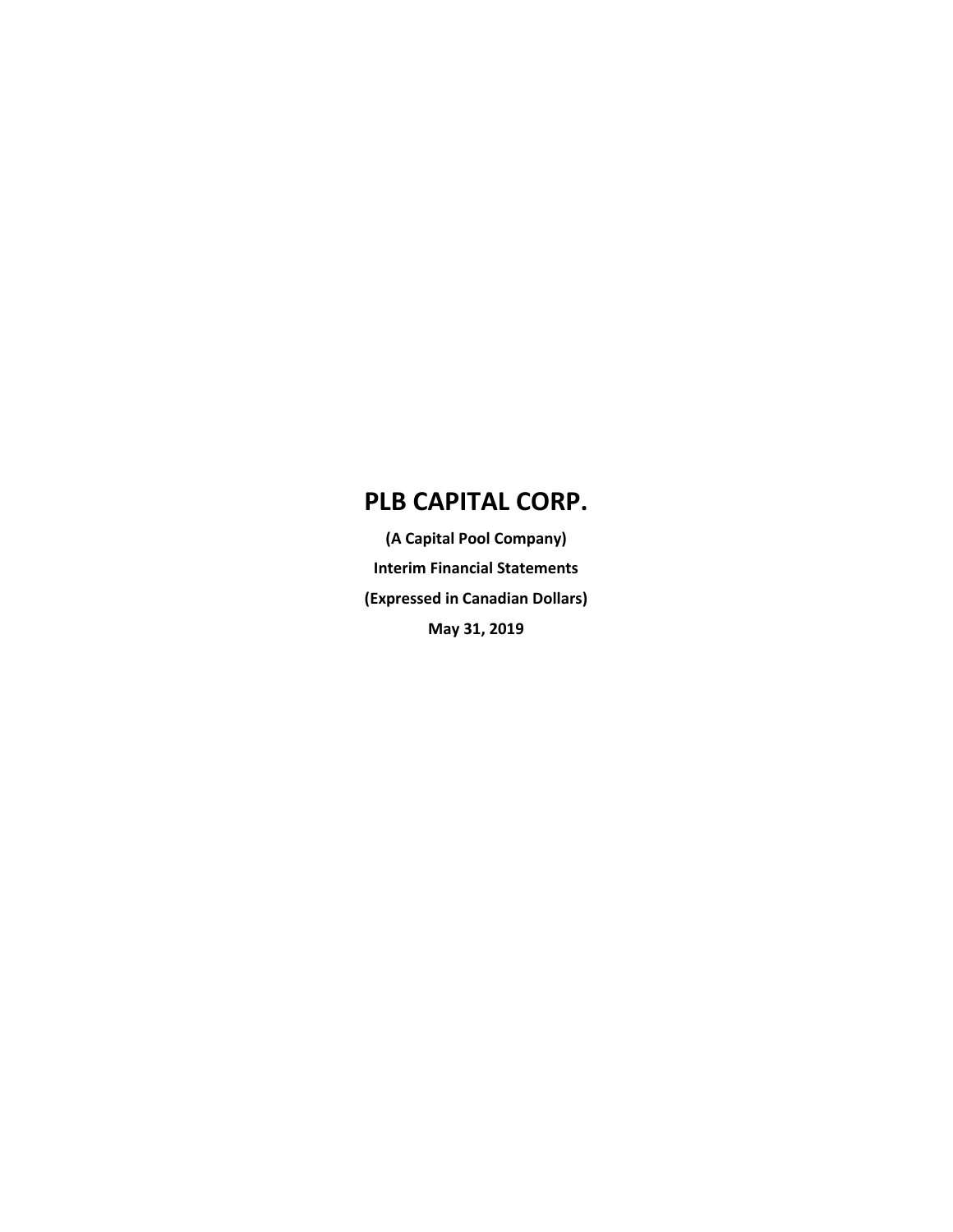# PLB CAPITAL CORP.

**(A Capital Pool Company)**

**Interim Financial Statements**

**(Expressed in Canadian Dollars)**

**May 31, 2019**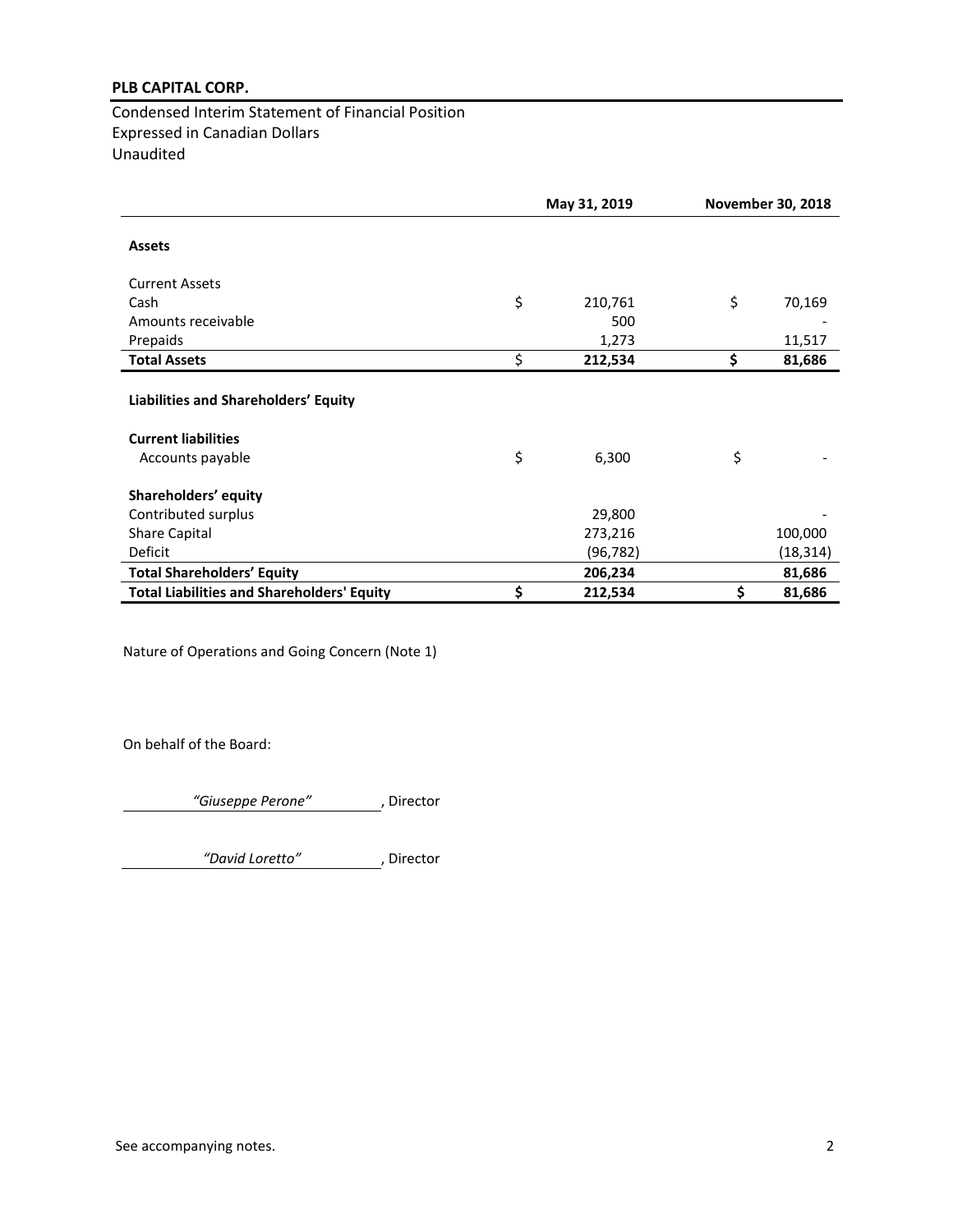**PLB CAPITAL CORP.**

Condensed Interim Statement of Financial Position
Expressed in Canadian Dollars
Unaudited

| | May 31, 2019 | November 30, 2018 |
|---|---|---|
| **Assets** | | |
| Current Assets | | |
| Cash | $ 210,761 | $ 70,169 |
| Amounts receivable | 500 | - |
| Prepaids | 1,273 | 11,517 |
| **Total Assets** | $ **212,534** | **$ 81,686** |
| **Liabilities and Shareholders' Equity** | | |
| **Current liabilities** | | |
| Accounts payable | $ 6,300 | $ - |
| **Shareholders' equity** | | |
| Contributed surplus | 29,800 | - |
| Share Capital | 273,216 | 100,000 |
| Deficit | (96,782) | (18,314) |
| **Total Shareholders' Equity** | **206,234** | **81,686** |
| **Total Liabilities and Shareholders' Equity** | **$ 212,534** | **$ 81,686** |

Nature of Operations and Going Concern (Note 1)

On behalf of the Board:

*"Giuseppe Perone"*, Director

*"David Loretto"*, Director

See accompanying notes.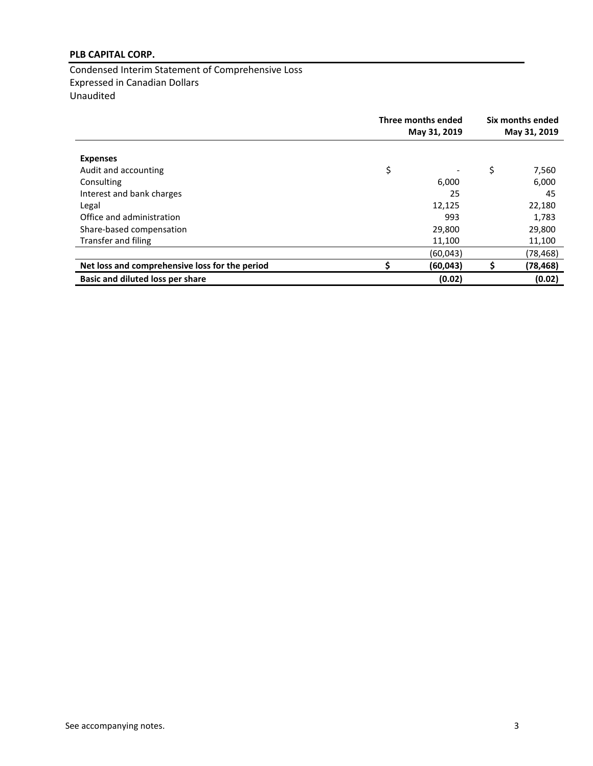**PLB CAPITAL CORP.**

Condensed Interim Statement of Comprehensive Loss
Expressed in Canadian Dollars
Unaudited

| | Three months ended May 31, 2019 | Six months ended May 31, 2019 |
|---|---|---|
| **Expenses** | | |
| Audit and accounting | $ - | $ 7,560 |
| Consulting | 6,000 | 6,000 |
| Interest and bank charges | 25 | 45 |
| Legal | 12,125 | 22,180 |
| Office and administration | 993 | 1,783 |
| Share-based compensation | 29,800 | 29,800 |
| Transfer and filing | 11,100 | 11,100 |
| | (60,043) | (78,468) |
| **Net loss and comprehensive loss for the period** | **$ (60,043)** | **$ (78,468)** |
| **Basic and diluted loss per share** | **(0.02)** | **(0.02)** |

See accompanying notes.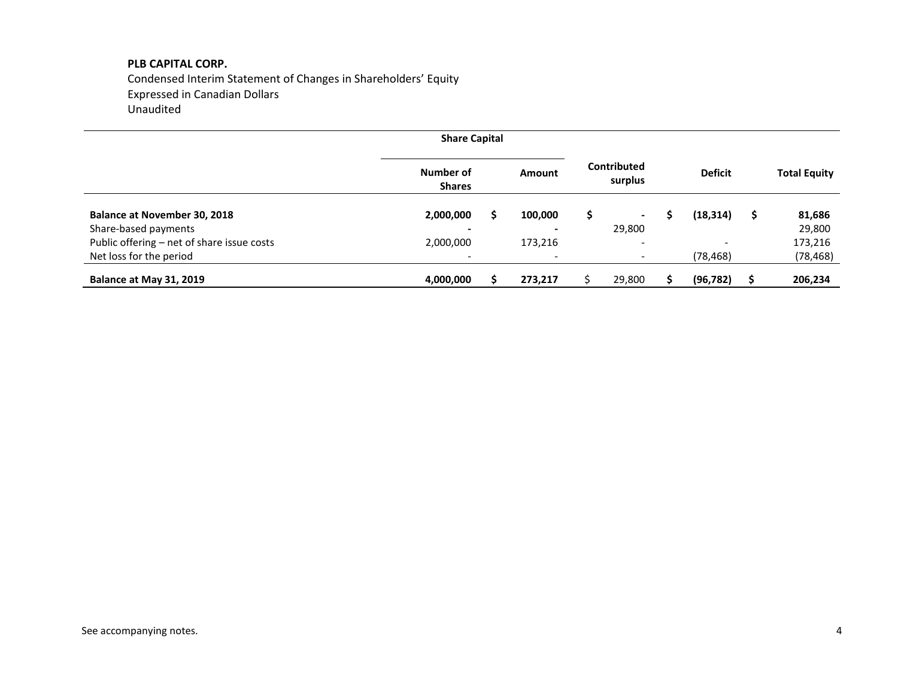**PLB CAPITAL CORP.**
Condensed Interim Statement of Changes in Shareholders' Equity
Expressed in Canadian Dollars
Unaudited

| | Share Capital | | | | |
|---|---|---|---|---|---|
| | **Number of Shares** | **Amount** | **Contributed surplus** | **Deficit** | **Total Equity** |
| **Balance at November 30, 2018** | **2,000,000** | **$ 100,000** | **$ -** | **$ (18,314)** | **$ 81,686** |
| Share-based payments | - | - | 29,800 | | 29,800 |
| Public offering – net of share issue costs | 2,000,000 | 173,216 | - | - | 173,216 |
| Net loss for the period | - | - | - | (78,468) | (78,468) |
| **Balance at May 31, 2019** | **4,000,000** | **$ 273,217** | $ 29,800 | **$ (96,782)** | **$ 206,234** |

See accompanying notes.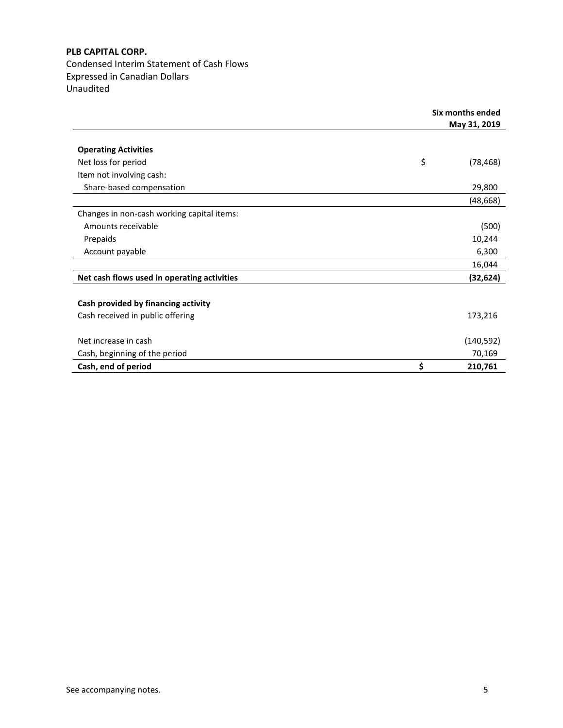**PLB CAPITAL CORP.**
Condensed Interim Statement of Cash Flows
Expressed in Canadian Dollars
Unaudited

| | | Six months ended May 31, 2019 |
|---|---|---|
| **Operating Activities** | | |
| Net loss for period | $ | (78,468) |
| Item not involving cash: | | |
| Share-based compensation | | 29,800 |
| | | (48,668) |
| Changes in non-cash working capital items: | | |
| Amounts receivable | | (500) |
| Prepaids | | 10,244 |
| Account payable | | 6,300 |
| | | 16,044 |
| **Net cash flows used in operating activities** | | **(32,624)** |
| **Cash provided by financing activity** | | |
| Cash received in public offering | | 173,216 |
| Net increase in cash | | (140,592) |
| Cash, beginning of the period | | 70,169 |
| **Cash, end of period** | **$** | **210,761** |

See accompanying notes.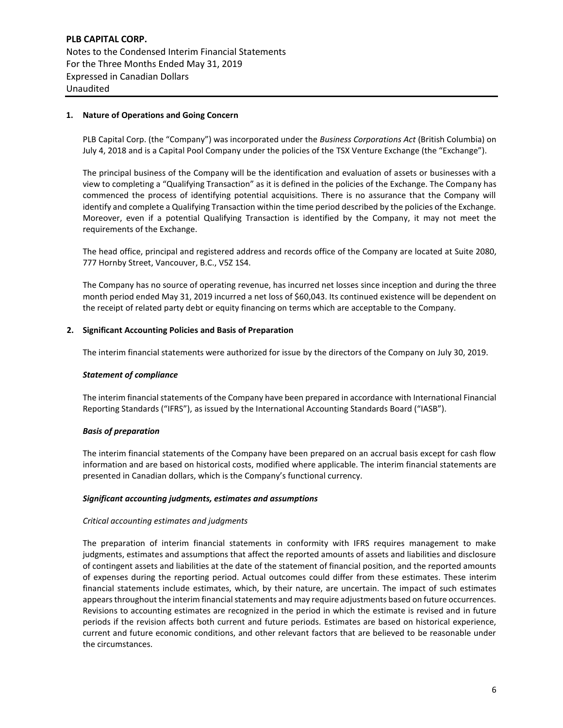**PLB CAPITAL CORP.**
Notes to the Condensed Interim Financial Statements
For the Three Months Ended May 31, 2019
Expressed in Canadian Dollars
Unaudited

## 1. Nature of Operations and Going Concern

PLB Capital Corp. (the "Company") was incorporated under the *Business Corporations Act* (British Columbia) on July 4, 2018 and is a Capital Pool Company under the policies of the TSX Venture Exchange (the "Exchange").

The principal business of the Company will be the identification and evaluation of assets or businesses with a view to completing a "Qualifying Transaction" as it is defined in the policies of the Exchange. The Company has commenced the process of identifying potential acquisitions. There is no assurance that the Company will identify and complete a Qualifying Transaction within the time period described by the policies of the Exchange. Moreover, even if a potential Qualifying Transaction is identified by the Company, it may not meet the requirements of the Exchange.

The head office, principal and registered address and records office of the Company are located at Suite 2080, 777 Hornby Street, Vancouver, B.C., V5Z 1S4.

The Company has no source of operating revenue, has incurred net losses since inception and during the three month period ended May 31, 2019 incurred a net loss of $60,043. Its continued existence will be dependent on the receipt of related party debt or equity financing on terms which are acceptable to the Company.

## 2. Significant Accounting Policies and Basis of Preparation

The interim financial statements were authorized for issue by the directors of the Company on July 30, 2019.

### *Statement of compliance*

The interim financial statements of the Company have been prepared in accordance with International Financial Reporting Standards ("IFRS"), as issued by the International Accounting Standards Board ("IASB").

### *Basis of preparation*

The interim financial statements of the Company have been prepared on an accrual basis except for cash flow information and are based on historical costs, modified where applicable. The interim financial statements are presented in Canadian dollars, which is the Company's functional currency.

### *Significant accounting judgments, estimates and assumptions*

*Critical accounting estimates and judgments*

The preparation of interim financial statements in conformity with IFRS requires management to make judgments, estimates and assumptions that affect the reported amounts of assets and liabilities and disclosure of contingent assets and liabilities at the date of the statement of financial position, and the reported amounts of expenses during the reporting period. Actual outcomes could differ from these estimates. These interim financial statements include estimates, which, by their nature, are uncertain. The impact of such estimates appears throughout the interim financial statements and may require adjustments based on future occurrences. Revisions to accounting estimates are recognized in the period in which the estimate is revised and in future periods if the revision affects both current and future periods. Estimates are based on historical experience, current and future economic conditions, and other relevant factors that are believed to be reasonable under the circumstances.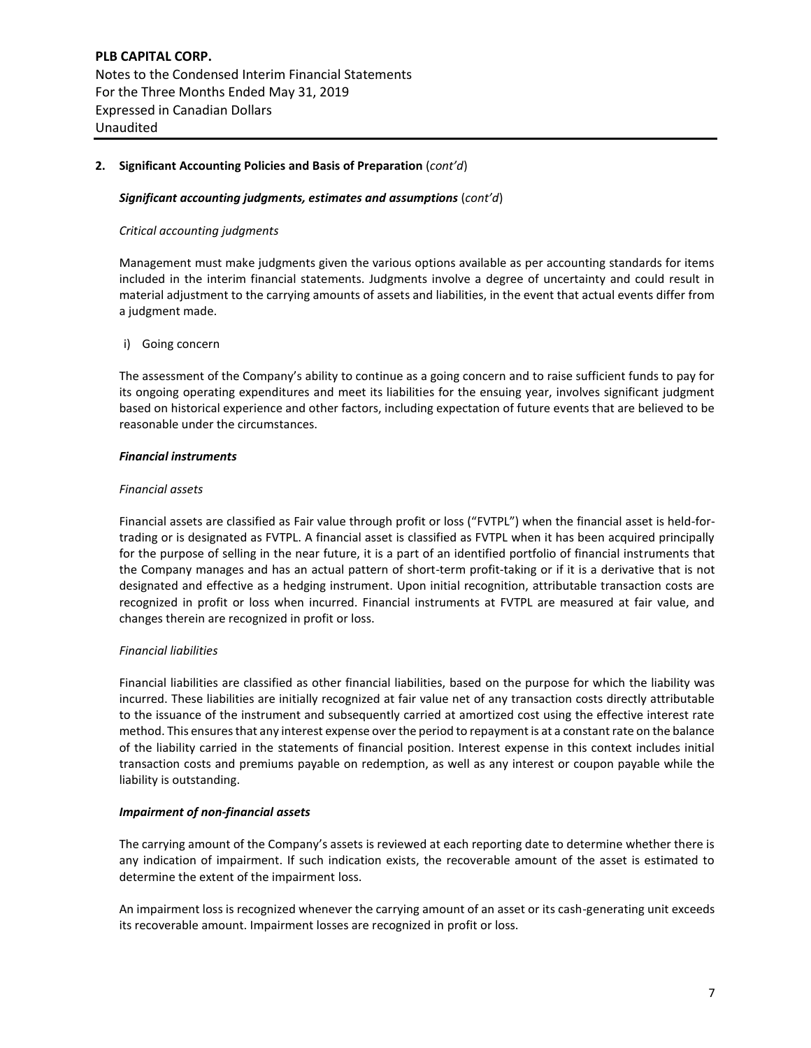**2. Significant Accounting Policies and Basis of Preparation** (*cont'd*)

***Significant accounting judgments, estimates and assumptions*** (*cont'd*)

*Critical accounting judgments*

Management must make judgments given the various options available as per accounting standards for items included in the interim financial statements. Judgments involve a degree of uncertainty and could result in material adjustment to the carrying amounts of assets and liabilities, in the event that actual events differ from a judgment made.

i) Going concern

The assessment of the Company's ability to continue as a going concern and to raise sufficient funds to pay for its ongoing operating expenditures and meet its liabilities for the ensuing year, involves significant judgment based on historical experience and other factors, including expectation of future events that are believed to be reasonable under the circumstances.

***Financial instruments***

*Financial assets*

Financial assets are classified as Fair value through profit or loss ("FVTPL") when the financial asset is held-for-trading or is designated as FVTPL. A financial asset is classified as FVTPL when it has been acquired principally for the purpose of selling in the near future, it is a part of an identified portfolio of financial instruments that the Company manages and has an actual pattern of short-term profit-taking or if it is a derivative that is not designated and effective as a hedging instrument. Upon initial recognition, attributable transaction costs are recognized in profit or loss when incurred. Financial instruments at FVTPL are measured at fair value, and changes therein are recognized in profit or loss.

*Financial liabilities*

Financial liabilities are classified as other financial liabilities, based on the purpose for which the liability was incurred. These liabilities are initially recognized at fair value net of any transaction costs directly attributable to the issuance of the instrument and subsequently carried at amortized cost using the effective interest rate method. This ensures that any interest expense over the period to repayment is at a constant rate on the balance of the liability carried in the statements of financial position. Interest expense in this context includes initial transaction costs and premiums payable on redemption, as well as any interest or coupon payable while the liability is outstanding.

***Impairment of non-financial assets***

The carrying amount of the Company's assets is reviewed at each reporting date to determine whether there is any indication of impairment. If such indication exists, the recoverable amount of the asset is estimated to determine the extent of the impairment loss.

An impairment loss is recognized whenever the carrying amount of an asset or its cash-generating unit exceeds its recoverable amount. Impairment losses are recognized in profit or loss.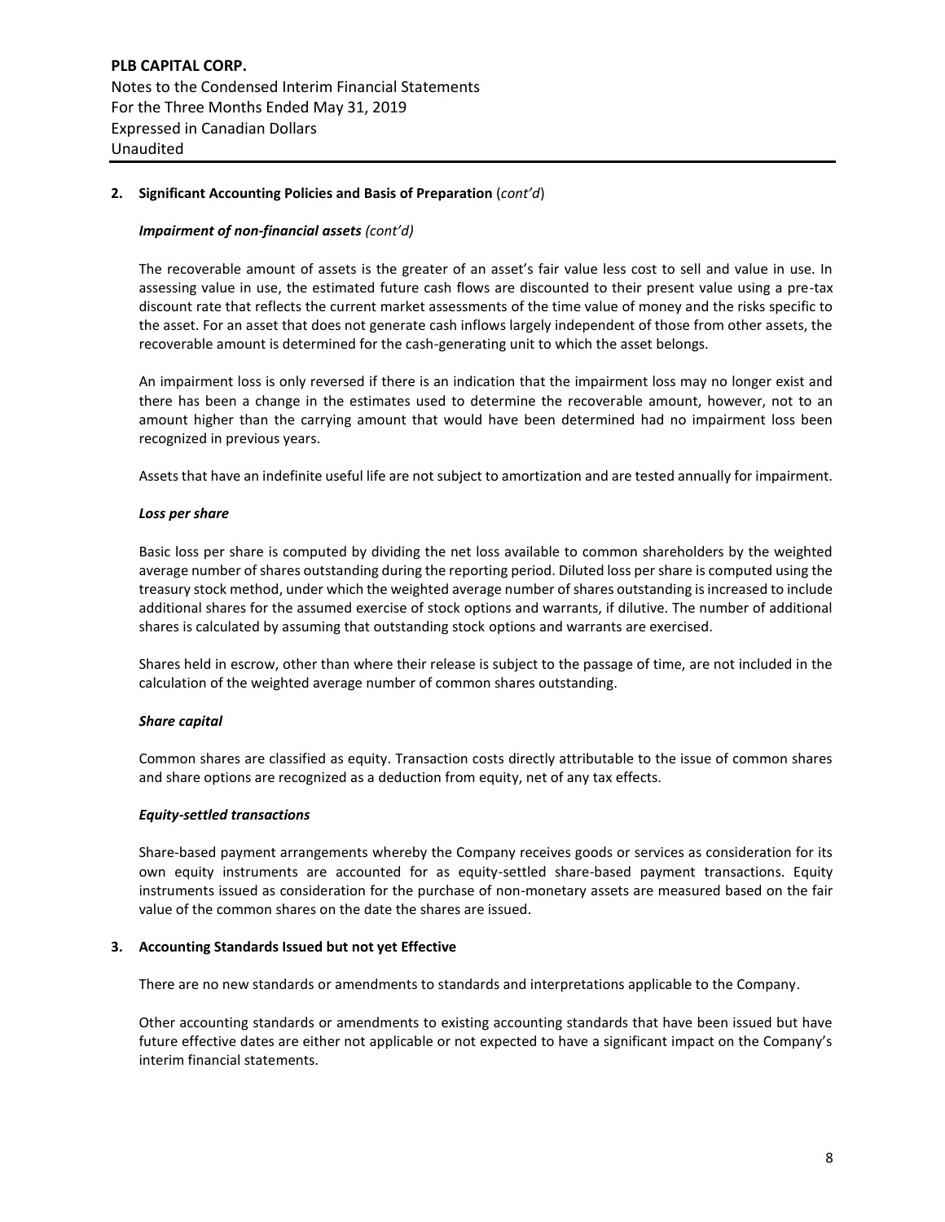## 2. Significant Accounting Policies and Basis of Preparation (*cont'd*)

### *Impairment of non-financial assets (cont'd)*

The recoverable amount of assets is the greater of an asset's fair value less cost to sell and value in use. In assessing value in use, the estimated future cash flows are discounted to their present value using a pre-tax discount rate that reflects the current market assessments of the time value of money and the risks specific to the asset. For an asset that does not generate cash inflows largely independent of those from other assets, the recoverable amount is determined for the cash-generating unit to which the asset belongs.

An impairment loss is only reversed if there is an indication that the impairment loss may no longer exist and there has been a change in the estimates used to determine the recoverable amount, however, not to an amount higher than the carrying amount that would have been determined had no impairment loss been recognized in previous years.

Assets that have an indefinite useful life are not subject to amortization and are tested annually for impairment.

### *Loss per share*

Basic loss per share is computed by dividing the net loss available to common shareholders by the weighted average number of shares outstanding during the reporting period. Diluted loss per share is computed using the treasury stock method, under which the weighted average number of shares outstanding is increased to include additional shares for the assumed exercise of stock options and warrants, if dilutive. The number of additional shares is calculated by assuming that outstanding stock options and warrants are exercised.

Shares held in escrow, other than where their release is subject to the passage of time, are not included in the calculation of the weighted average number of common shares outstanding.

### *Share capital*

Common shares are classified as equity. Transaction costs directly attributable to the issue of common shares and share options are recognized as a deduction from equity, net of any tax effects.

### *Equity-settled transactions*

Share-based payment arrangements whereby the Company receives goods or services as consideration for its own equity instruments are accounted for as equity-settled share-based payment transactions. Equity instruments issued as consideration for the purchase of non-monetary assets are measured based on the fair value of the common shares on the date the shares are issued.

## 3. Accounting Standards Issued but not yet Effective

There are no new standards or amendments to standards and interpretations applicable to the Company.

Other accounting standards or amendments to existing accounting standards that have been issued but have future effective dates are either not applicable or not expected to have a significant impact on the Company's interim financial statements.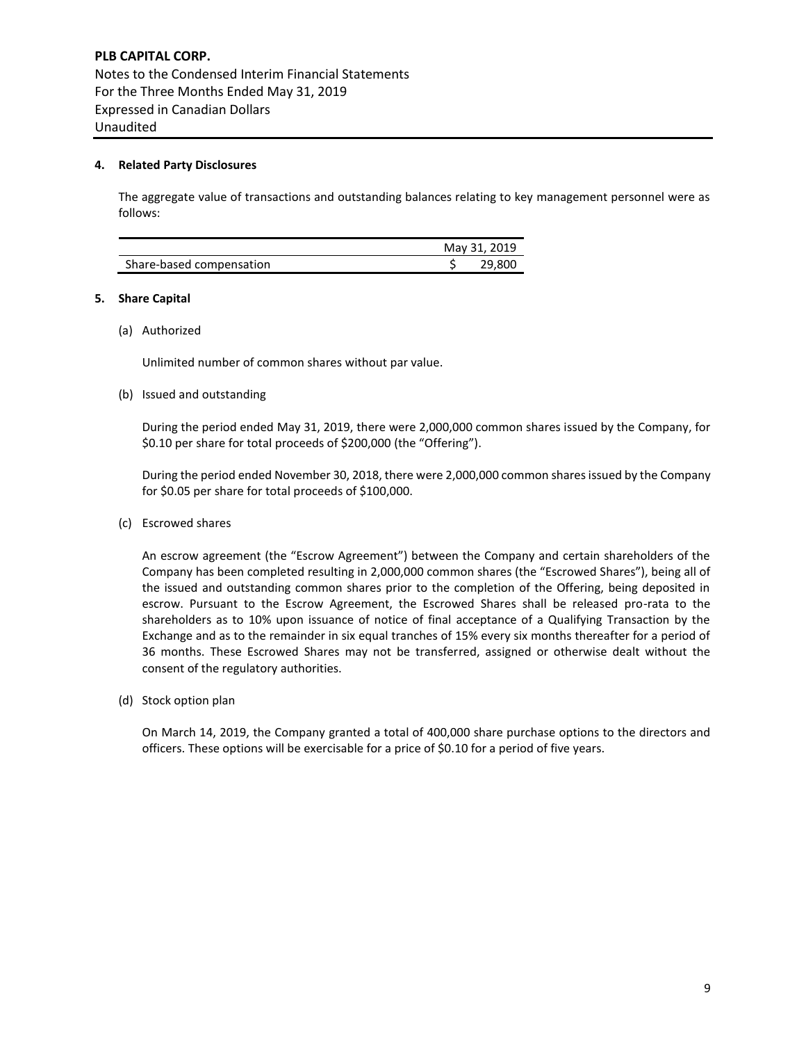**PLB CAPITAL CORP.**
Notes to the Condensed Interim Financial Statements
For the Three Months Ended May 31, 2019
Expressed in Canadian Dollars
Unaudited

## 4. Related Party Disclosures

The aggregate value of transactions and outstanding balances relating to key management personnel were as follows:

| | May 31, 2019 |
|---|---|
| Share-based compensation | $ 29,800 |

## 5. Share Capital

(a) Authorized

Unlimited number of common shares without par value.

(b) Issued and outstanding

During the period ended May 31, 2019, there were 2,000,000 common shares issued by the Company, for $0.10 per share for total proceeds of $200,000 (the "Offering").

During the period ended November 30, 2018, there were 2,000,000 common shares issued by the Company for $0.05 per share for total proceeds of $100,000.

(c) Escrowed shares

An escrow agreement (the "Escrow Agreement") between the Company and certain shareholders of the Company has been completed resulting in 2,000,000 common shares (the "Escrowed Shares"), being all of the issued and outstanding common shares prior to the completion of the Offering, being deposited in escrow. Pursuant to the Escrow Agreement, the Escrowed Shares shall be released pro-rata to the shareholders as to 10% upon issuance of notice of final acceptance of a Qualifying Transaction by the Exchange and as to the remainder in six equal tranches of 15% every six months thereafter for a period of 36 months. These Escrowed Shares may not be transferred, assigned or otherwise dealt without the consent of the regulatory authorities.

(d) Stock option plan

On March 14, 2019, the Company granted a total of 400,000 share purchase options to the directors and officers. These options will be exercisable for a price of $0.10 for a period of five years.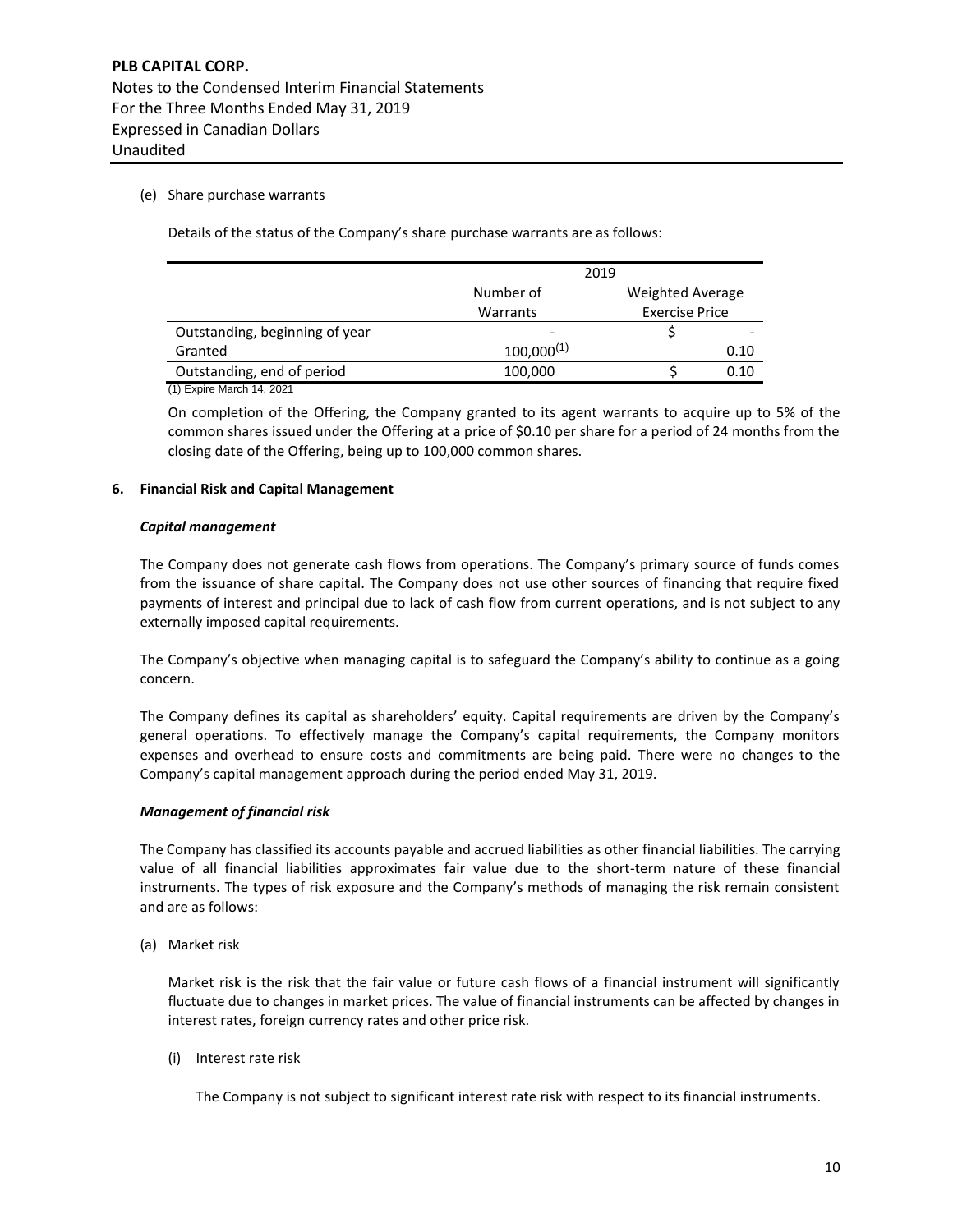(e) Share purchase warrants

Details of the status of the Company's share purchase warrants are as follows:

| | 2019 | |
|---|---|---|
| | Number of Warrants | Weighted Average Exercise Price |
| Outstanding, beginning of year | - | $ - |
| Granted | 100,000[(1)] | 0.10 |
| Outstanding, end of period | 100,000 | $ 0.10 |

(1) Expire March 14, 2021

On completion of the Offering, the Company granted to its agent warrants to acquire up to 5% of the common shares issued under the Offering at a price of $0.10 per share for a period of 24 months from the closing date of the Offering, being up to 100,000 common shares.

**6. Financial Risk and Capital Management**

***Capital management***

The Company does not generate cash flows from operations. The Company's primary source of funds comes from the issuance of share capital. The Company does not use other sources of financing that require fixed payments of interest and principal due to lack of cash flow from current operations, and is not subject to any externally imposed capital requirements.

The Company's objective when managing capital is to safeguard the Company's ability to continue as a going concern.

The Company defines its capital as shareholders' equity. Capital requirements are driven by the Company's general operations. To effectively manage the Company's capital requirements, the Company monitors expenses and overhead to ensure costs and commitments are being paid. There were no changes to the Company's capital management approach during the period ended May 31, 2019.

***Management of financial risk***

The Company has classified its accounts payable and accrued liabilities as other financial liabilities. The carrying value of all financial liabilities approximates fair value due to the short-term nature of these financial instruments. The types of risk exposure and the Company's methods of managing the risk remain consistent and are as follows:

(a) Market risk

Market risk is the risk that the fair value or future cash flows of a financial instrument will significantly fluctuate due to changes in market prices. The value of financial instruments can be affected by changes in interest rates, foreign currency rates and other price risk.

(i) Interest rate risk

The Company is not subject to significant interest rate risk with respect to its financial instruments.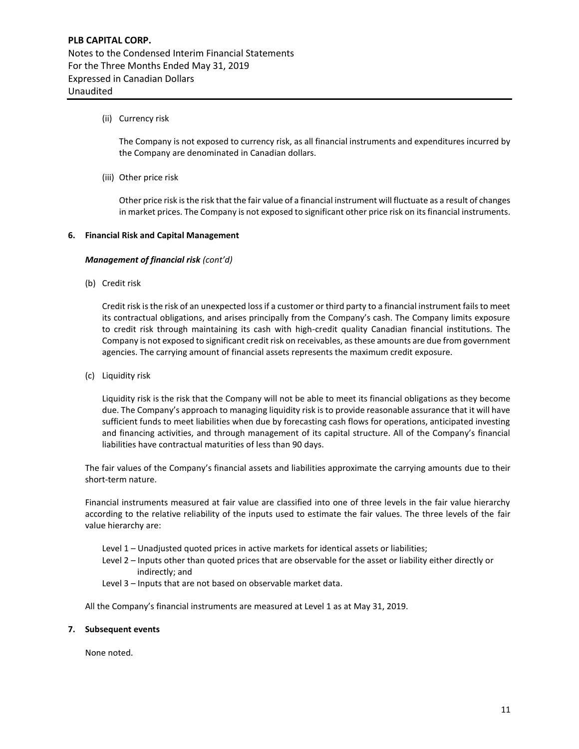(ii) Currency risk

The Company is not exposed to currency risk, as all financial instruments and expenditures incurred by the Company are denominated in Canadian dollars.

(iii) Other price risk

Other price risk is the risk that the fair value of a financial instrument will fluctuate as a result of changes in market prices. The Company is not exposed to significant other price risk on its financial instruments.

## 6. Financial Risk and Capital Management

***Management of financial risk*** *(cont'd)*

(b) Credit risk

Credit risk is the risk of an unexpected loss if a customer or third party to a financial instrument fails to meet its contractual obligations, and arises principally from the Company's cash. The Company limits exposure to credit risk through maintaining its cash with high-credit quality Canadian financial institutions. The Company is not exposed to significant credit risk on receivables, as these amounts are due from government agencies. The carrying amount of financial assets represents the maximum credit exposure.

(c) Liquidity risk

Liquidity risk is the risk that the Company will not be able to meet its financial obligations as they become due. The Company's approach to managing liquidity risk is to provide reasonable assurance that it will have sufficient funds to meet liabilities when due by forecasting cash flows for operations, anticipated investing and financing activities, and through management of its capital structure. All of the Company's financial liabilities have contractual maturities of less than 90 days.

The fair values of the Company's financial assets and liabilities approximate the carrying amounts due to their short-term nature.

Financial instruments measured at fair value are classified into one of three levels in the fair value hierarchy according to the relative reliability of the inputs used to estimate the fair values. The three levels of the fair value hierarchy are:

- Level 1 – Unadjusted quoted prices in active markets for identical assets or liabilities;
- Level 2 – Inputs other than quoted prices that are observable for the asset or liability either directly or indirectly; and
- Level 3 – Inputs that are not based on observable market data.

All the Company's financial instruments are measured at Level 1 as at May 31, 2019.

## 7. Subsequent events

None noted.